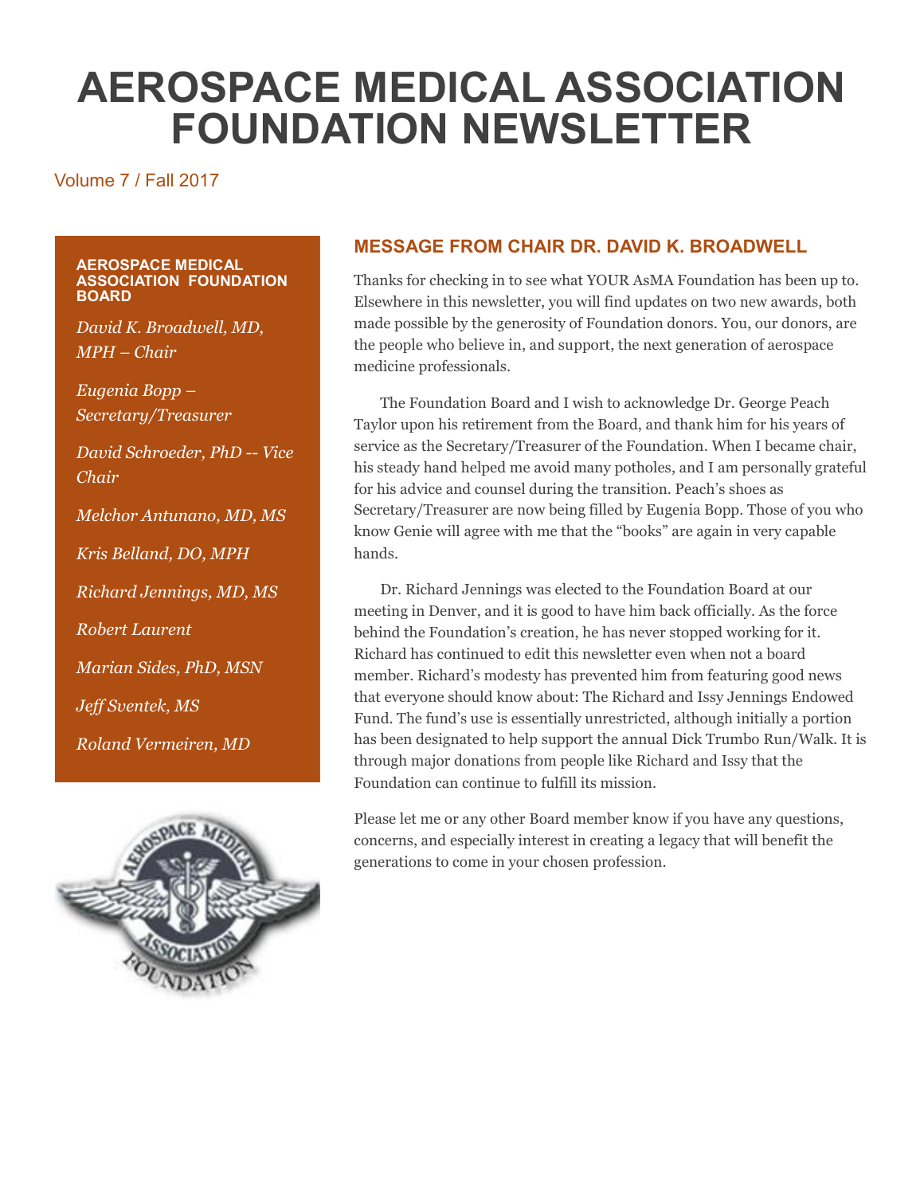# AEROSPACE MEDICAL ASSOCIATION FOUNDATION NEWSLETTER

Volume 7 / Fall 2017

**AEROSPACE MEDICAL ASSOCIATION FOUNDATION BOARD**

*David K. Broadwell, MD, MPH – Chair*

*Eugenia Bopp – Secretary/Treasurer*

*David Schroeder, PhD -- Vice Chair*

*Melchor Antunano, MD, MS*

*Kris Belland, DO, MPH*

*Richard Jennings, MD, MS*

*Robert Laurent*

*Marian Sides, PhD, MSN*

*Jeff Sventek, MS*

*Roland Vermeiren, MD*

## MESSAGE FROM CHAIR DR. DAVID K. BROADWELL

Thanks for checking in to see what YOUR AsMA Foundation has been up to. Elsewhere in this newsletter, you will find updates on two new awards, both made possible by the generosity of Foundation donors. You, our donors, are the people who believe in, and support, the next generation of aerospace medicine professionals.

The Foundation Board and I wish to acknowledge Dr. George Peach Taylor upon his retirement from the Board, and thank him for his years of service as the Secretary/Treasurer of the Foundation. When I became chair, his steady hand helped me avoid many potholes, and I am personally grateful for his advice and counsel during the transition. Peach's shoes as Secretary/Treasurer are now being filled by Eugenia Bopp. Those of you who know Genie will agree with me that the "books" are again in very capable hands.

Dr. Richard Jennings was elected to the Foundation Board at our meeting in Denver, and it is good to have him back officially. As the force behind the Foundation's creation, he has never stopped working for it. Richard has continued to edit this newsletter even when not a board member. Richard's modesty has prevented him from featuring good news that everyone should know about: The Richard and Issy Jennings Endowed Fund. The fund's use is essentially unrestricted, although initially a portion has been designated to help support the annual Dick Trumbo Run/Walk. It is through major donations from people like Richard and Issy that the Foundation can continue to fulfill its mission.

Please let me or any other Board member know if you have any questions, concerns, and especially interest in creating a legacy that will benefit the generations to come in your chosen profession.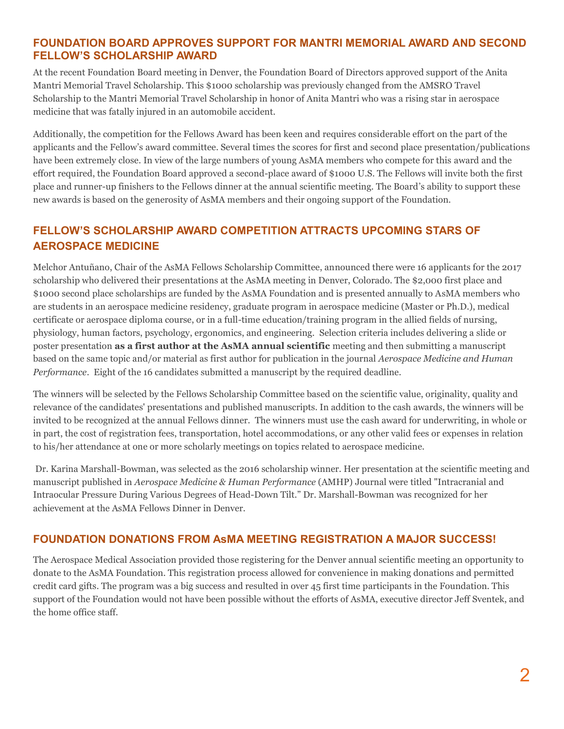## FOUNDATION BOARD APPROVES SUPPORT FOR MANTRI MEMORIAL AWARD AND SECOND FELLOW'S SCHOLARSHIP AWARD

At the recent Foundation Board meeting in Denver, the Foundation Board of Directors approved support of the Anita Mantri Memorial Travel Scholarship. This $1000 scholarship was previously changed from the AMSRO Travel Scholarship to the Mantri Memorial Travel Scholarship in honor of Anita Mantri who was a rising star in aerospace medicine that was fatally injured in an automobile accident.

Additionally, the competition for the Fellows Award has been keen and requires considerable effort on the part of the applicants and the Fellow's award committee. Several times the scores for first and second place presentation/publications have been extremely close. In view of the large numbers of young AsMA members who compete for this award and the effort required, the Foundation Board approved a second-place award of $1000 U.S. The Fellows will invite both the first place and runner-up finishers to the Fellows dinner at the annual scientific meeting. The Board's ability to support these new awards is based on the generosity of AsMA members and their ongoing support of the Foundation.

## FELLOW'S SCHOLARSHIP AWARD COMPETITION ATTRACTS UPCOMING STARS OF AEROSPACE MEDICINE

Melchor Antuñano, Chair of the AsMA Fellows Scholarship Committee, announced there were 16 applicants for the 2017 scholarship who delivered their presentations at the AsMA meeting in Denver, Colorado. The $2,000 first place and $1000 second place scholarships are funded by the AsMA Foundation and is presented annually to AsMA members who are students in an aerospace medicine residency, graduate program in aerospace medicine (Master or Ph.D.), medical certificate or aerospace diploma course, or in a full-time education/training program in the allied fields of nursing, physiology, human factors, psychology, ergonomics, and engineering. Selection criteria includes delivering a slide or poster presentation **as a first author at the AsMA annual scientific** meeting and then submitting a manuscript based on the same topic and/or material as first author for publication in the journal *Aerospace Medicine and Human Performance*. Eight of the 16 candidates submitted a manuscript by the required deadline.

The winners will be selected by the Fellows Scholarship Committee based on the scientific value, originality, quality and relevance of the candidates' presentations and published manuscripts. In addition to the cash awards, the winners will be invited to be recognized at the annual Fellows dinner. The winners must use the cash award for underwriting, in whole or in part, the cost of registration fees, transportation, hotel accommodations, or any other valid fees or expenses in relation to his/her attendance at one or more scholarly meetings on topics related to aerospace medicine.

Dr. Karina Marshall-Bowman, was selected as the 2016 scholarship winner. Her presentation at the scientific meeting and manuscript published in *Aerospace Medicine & Human Performance* (AMHP) Journal were titled "Intracranial and Intraocular Pressure During Various Degrees of Head-Down Tilt." Dr. Marshall-Bowman was recognized for her achievement at the AsMA Fellows Dinner in Denver.

## FOUNDATION DONATIONS FROM AsMA MEETING REGISTRATION A MAJOR SUCCESS!

The Aerospace Medical Association provided those registering for the Denver annual scientific meeting an opportunity to donate to the AsMA Foundation. This registration process allowed for convenience in making donations and permitted credit card gifts. The program was a big success and resulted in over 45 first time participants in the Foundation. This support of the Foundation would not have been possible without the efforts of AsMA, executive director Jeff Sventek, and the home office staff.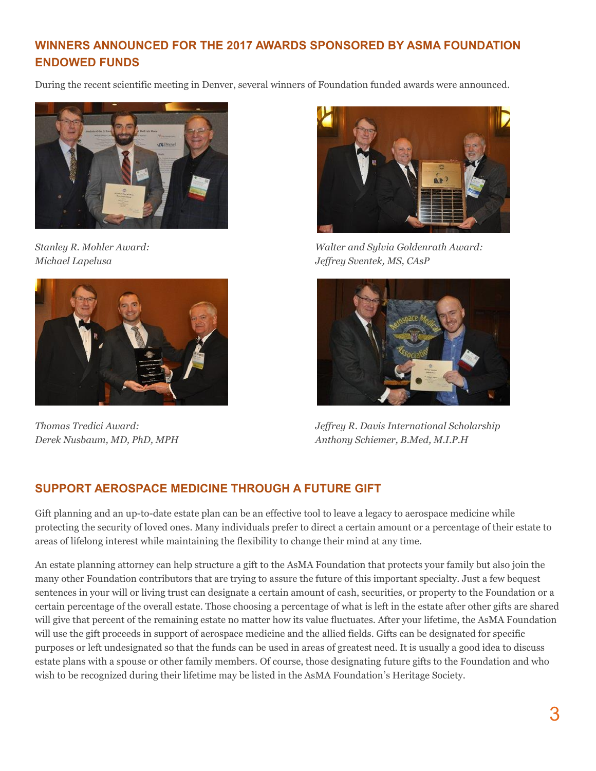## WINNERS ANNOUNCED FOR THE 2017 AWARDS SPONSORED BY ASMA FOUNDATION ENDOWED FUNDS

During the recent scientific meeting in Denver, several winners of Foundation funded awards were announced.

*Stanley R. Mohler Award:*
*Michael Lapelusa*

*Walter and Sylvia Goldenrath Award:*
*Jeffrey Sventek, MS, CAsP*

*Thomas Tredici Award:*
*Derek Nusbaum, MD, PhD, MPH*

*Jeffrey R. Davis International Scholarship*
*Anthony Schiemer, B.Med, M.I.P.H*

## SUPPORT AEROSPACE MEDICINE THROUGH A FUTURE GIFT

Gift planning and an up-to-date estate plan can be an effective tool to leave a legacy to aerospace medicine while protecting the security of loved ones. Many individuals prefer to direct a certain amount or a percentage of their estate to areas of lifelong interest while maintaining the flexibility to change their mind at any time.

An estate planning attorney can help structure a gift to the AsMA Foundation that protects your family but also join the many other Foundation contributors that are trying to assure the future of this important specialty. Just a few bequest sentences in your will or living trust can designate a certain amount of cash, securities, or property to the Foundation or a certain percentage of the overall estate. Those choosing a percentage of what is left in the estate after other gifts are shared will give that percent of the remaining estate no matter how its value fluctuates. After your lifetime, the AsMA Foundation will use the gift proceeds in support of aerospace medicine and the allied fields. Gifts can be designated for specific purposes or left undesignated so that the funds can be used in areas of greatest need. It is usually a good idea to discuss estate plans with a spouse or other family members. Of course, those designating future gifts to the Foundation and who wish to be recognized during their lifetime may be listed in the AsMA Foundation's Heritage Society.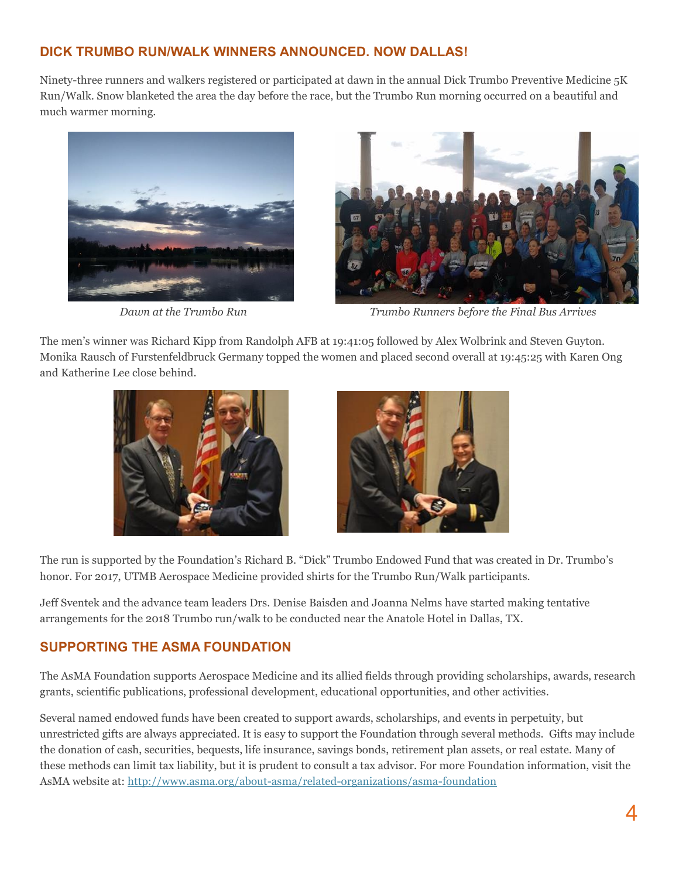## DICK TRUMBO RUN/WALK WINNERS ANNOUNCED. NOW DALLAS!

Ninety-three runners and walkers registered or participated at dawn in the annual Dick Trumbo Preventive Medicine 5K Run/Walk. Snow blanketed the area the day before the race, but the Trumbo Run morning occurred on a beautiful and much warmer morning.

*Dawn at the Trumbo Run*

*Trumbo Runners before the Final Bus Arrives*

The men's winner was Richard Kipp from Randolph AFB at 19:41:05 followed by Alex Wolbrink and Steven Guyton. Monika Rausch of Furstenfeldbruck Germany topped the women and placed second overall at 19:45:25 with Karen Ong and Katherine Lee close behind.

The run is supported by the Foundation's Richard B. "Dick" Trumbo Endowed Fund that was created in Dr. Trumbo's honor. For 2017, UTMB Aerospace Medicine provided shirts for the Trumbo Run/Walk participants.

Jeff Sventek and the advance team leaders Drs. Denise Baisden and Joanna Nelms have started making tentative arrangements for the 2018 Trumbo run/walk to be conducted near the Anatole Hotel in Dallas, TX.

## SUPPORTING THE ASMA FOUNDATION

The AsMA Foundation supports Aerospace Medicine and its allied fields through providing scholarships, awards, research grants, scientific publications, professional development, educational opportunities, and other activities.

Several named endowed funds have been created to support awards, scholarships, and events in perpetuity, but unrestricted gifts are always appreciated. It is easy to support the Foundation through several methods. Gifts may include the donation of cash, securities, bequests, life insurance, savings bonds, retirement plan assets, or real estate. Many of these methods can limit tax liability, but it is prudent to consult a tax advisor. For more Foundation information, visit the AsMA website at: http://www.asma.org/about-asma/related-organizations/asma-foundation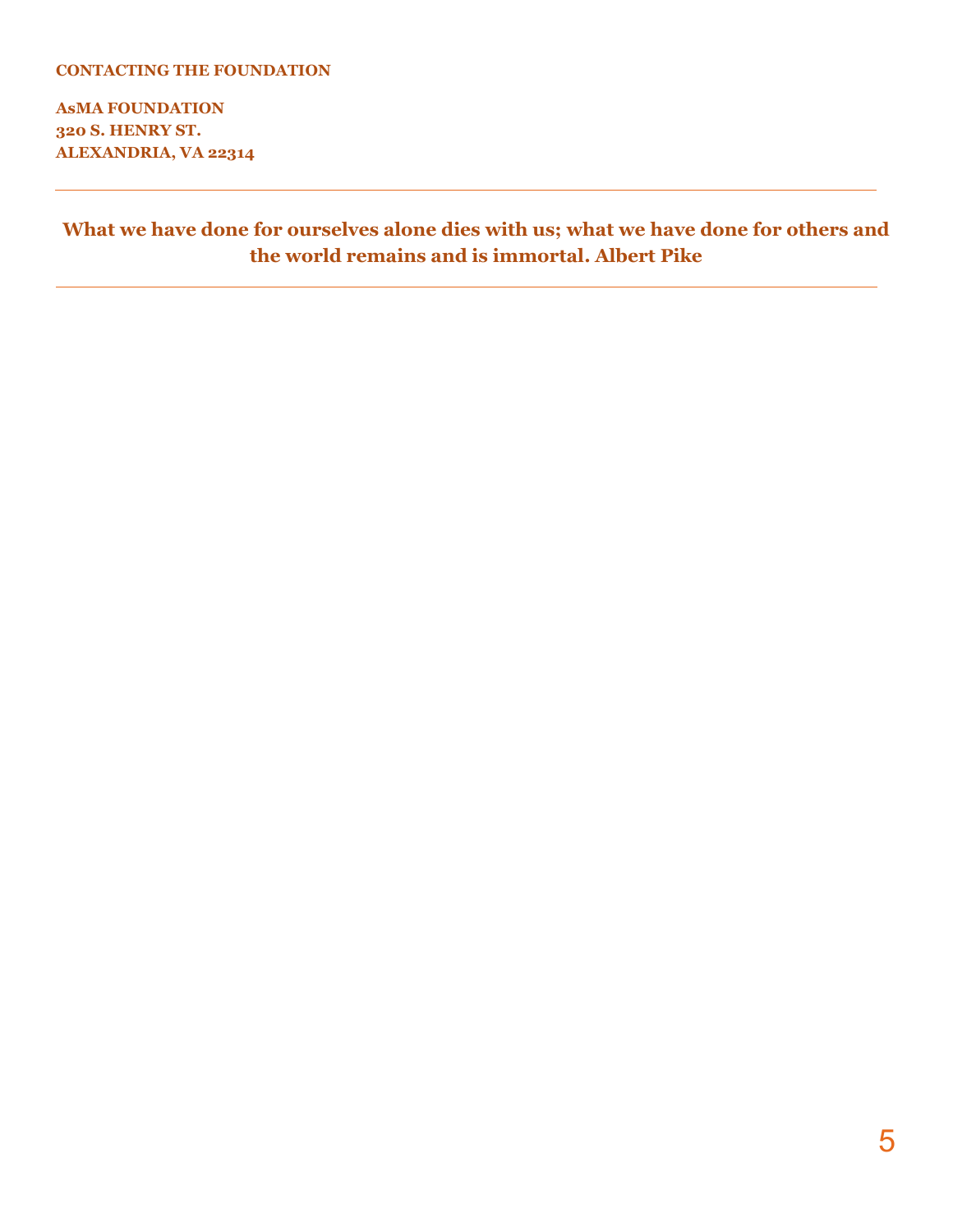**CONTACTING THE FOUNDATION**

**AsMA FOUNDATION**
**320 S. HENRY ST.**
**ALEXANDRIA, VA 22314**

---

**What we have done for ourselves alone dies with us; what we have done for others and the world remains and is immortal. Albert Pike**

---